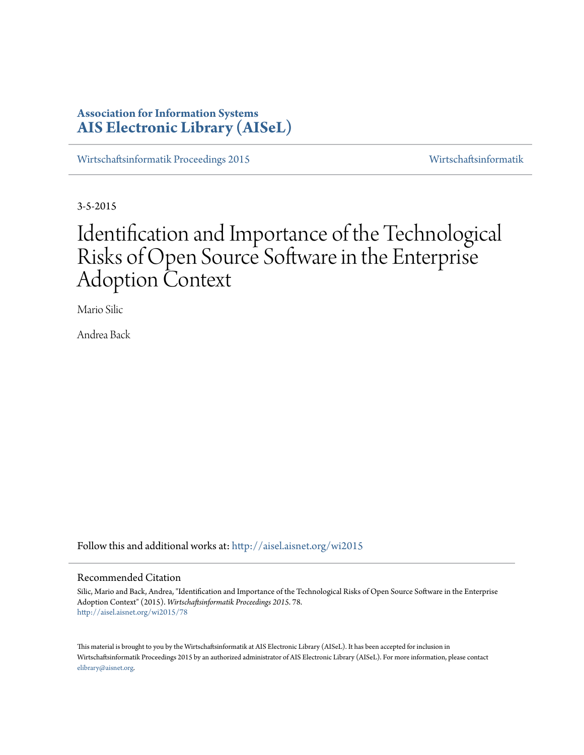**Association for Information Systems**
**AIS Electronic Library (AISeL)**

Wirtschaftsinformatik Proceedings 2015 | Wirtschaftsinformatik

3-5-2015

# Identification and Importance of the Technological Risks of Open Source Software in the Enterprise Adoption Context

Mario Silic

Andrea Back

Follow this and additional works at: http://aisel.aisnet.org/wi2015

## Recommended Citation

Silic, Mario and Back, Andrea, "Identification and Importance of the Technological Risks of Open Source Software in the Enterprise Adoption Context" (2015). *Wirtschaftsinformatik Proceedings 2015*. 78.
http://aisel.aisnet.org/wi2015/78

This material is brought to you by the Wirtschaftsinformatik at AIS Electronic Library (AISeL). It has been accepted for inclusion in Wirtschaftsinformatik Proceedings 2015 by an authorized administrator of AIS Electronic Library (AISeL). For more information, please contact elibrary@aisnet.org.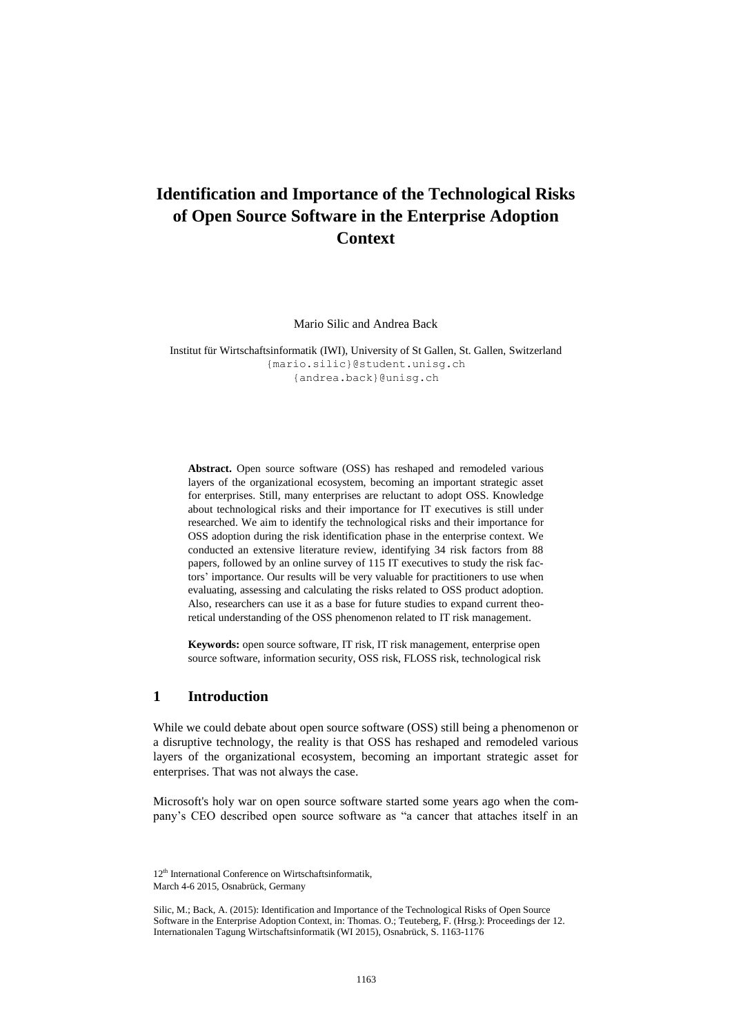# Identification and Importance of the Technological Risks of Open Source Software in the Enterprise Adoption Context

Mario Silic and Andrea Back

Institut für Wirtschaftsinformatik (IWI), University of St Gallen, St. Gallen, Switzerland
{mario.silic}@student.unisg.ch
{andrea.back}@unisg.ch

**Abstract.** Open source software (OSS) has reshaped and remodeled various layers of the organizational ecosystem, becoming an important strategic asset for enterprises. Still, many enterprises are reluctant to adopt OSS. Knowledge about technological risks and their importance for IT executives is still under researched. We aim to identify the technological risks and their importance for OSS adoption during the risk identification phase in the enterprise context. We conducted an extensive literature review, identifying 34 risk factors from 88 papers, followed by an online survey of 115 IT executives to study the risk factors' importance. Our results will be very valuable for practitioners to use when evaluating, assessing and calculating the risks related to OSS product adoption. Also, researchers can use it as a base for future studies to expand current theoretical understanding of the OSS phenomenon related to IT risk management.

**Keywords:** open source software, IT risk, IT risk management, enterprise open source software, information security, OSS risk, FLOSS risk, technological risk

## 1 Introduction

While we could debate about open source software (OSS) still being a phenomenon or a disruptive technology, the reality is that OSS has reshaped and remodeled various layers of the organizational ecosystem, becoming an important strategic asset for enterprises. That was not always the case.

Microsoft's holy war on open source software started some years ago when the company's CEO described open source software as "a cancer that attaches itself in an

12[th] International Conference on Wirtschaftsinformatik,
March 4-6 2015, Osnabrück, Germany

Silic, M.; Back, A. (2015): Identification and Importance of the Technological Risks of Open Source Software in the Enterprise Adoption Context, in: Thomas. O.; Teuteberg, F. (Hrsg.): Proceedings der 12. Internationalen Tagung Wirtschaftsinformatik (WI 2015), Osnabrück, S. 1163-1176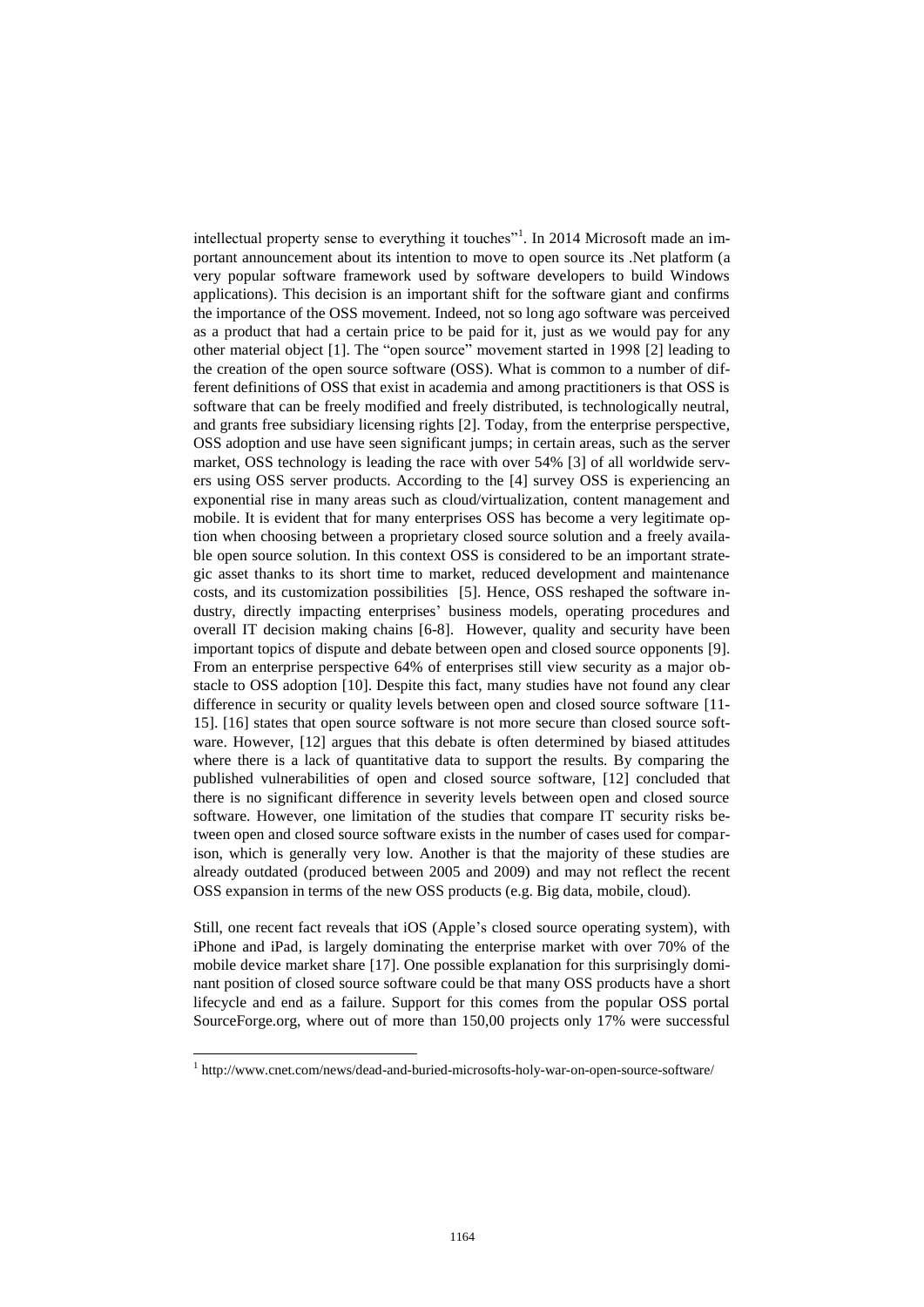intellectual property sense to everything it touches"[1]. In 2014 Microsoft made an important announcement about its intention to move to open source its .Net platform (a very popular software framework used by software developers to build Windows applications). This decision is an important shift for the software giant and confirms the importance of the OSS movement. Indeed, not so long ago software was perceived as a product that had a certain price to be paid for it, just as we would pay for any other material object [1]. The "open source" movement started in 1998 [2] leading to the creation of the open source software (OSS). What is common to a number of different definitions of OSS that exist in academia and among practitioners is that OSS is software that can be freely modified and freely distributed, is technologically neutral, and grants free subsidiary licensing rights [2]. Today, from the enterprise perspective, OSS adoption and use have seen significant jumps; in certain areas, such as the server market, OSS technology is leading the race with over 54% [3] of all worldwide servers using OSS server products. According to the [4] survey OSS is experiencing an exponential rise in many areas such as cloud/virtualization, content management and mobile. It is evident that for many enterprises OSS has become a very legitimate option when choosing between a proprietary closed source solution and a freely available open source solution. In this context OSS is considered to be an important strategic asset thanks to its short time to market, reduced development and maintenance costs, and its customization possibilities [5]. Hence, OSS reshaped the software industry, directly impacting enterprises' business models, operating procedures and overall IT decision making chains [6-8]. However, quality and security have been important topics of dispute and debate between open and closed source opponents [9]. From an enterprise perspective 64% of enterprises still view security as a major obstacle to OSS adoption [10]. Despite this fact, many studies have not found any clear difference in security or quality levels between open and closed source software [11-15]. [16] states that open source software is not more secure than closed source software. However, [12] argues that this debate is often determined by biased attitudes where there is a lack of quantitative data to support the results. By comparing the published vulnerabilities of open and closed source software, [12] concluded that there is no significant difference in severity levels between open and closed source software. However, one limitation of the studies that compare IT security risks between open and closed source software exists in the number of cases used for comparison, which is generally very low. Another is that the majority of these studies are already outdated (produced between 2005 and 2009) and may not reflect the recent OSS expansion in terms of the new OSS products (e.g. Big data, mobile, cloud).

Still, one recent fact reveals that iOS (Apple's closed source operating system), with iPhone and iPad, is largely dominating the enterprise market with over 70% of the mobile device market share [17]. One possible explanation for this surprisingly dominant position of closed source software could be that many OSS products have a short lifecycle and end as a failure. Support for this comes from the popular OSS portal SourceForge.org, where out of more than 150,00 projects only 17% were successful

[1] http://www.cnet.com/news/dead-and-buried-microsofts-holy-war-on-open-source-software/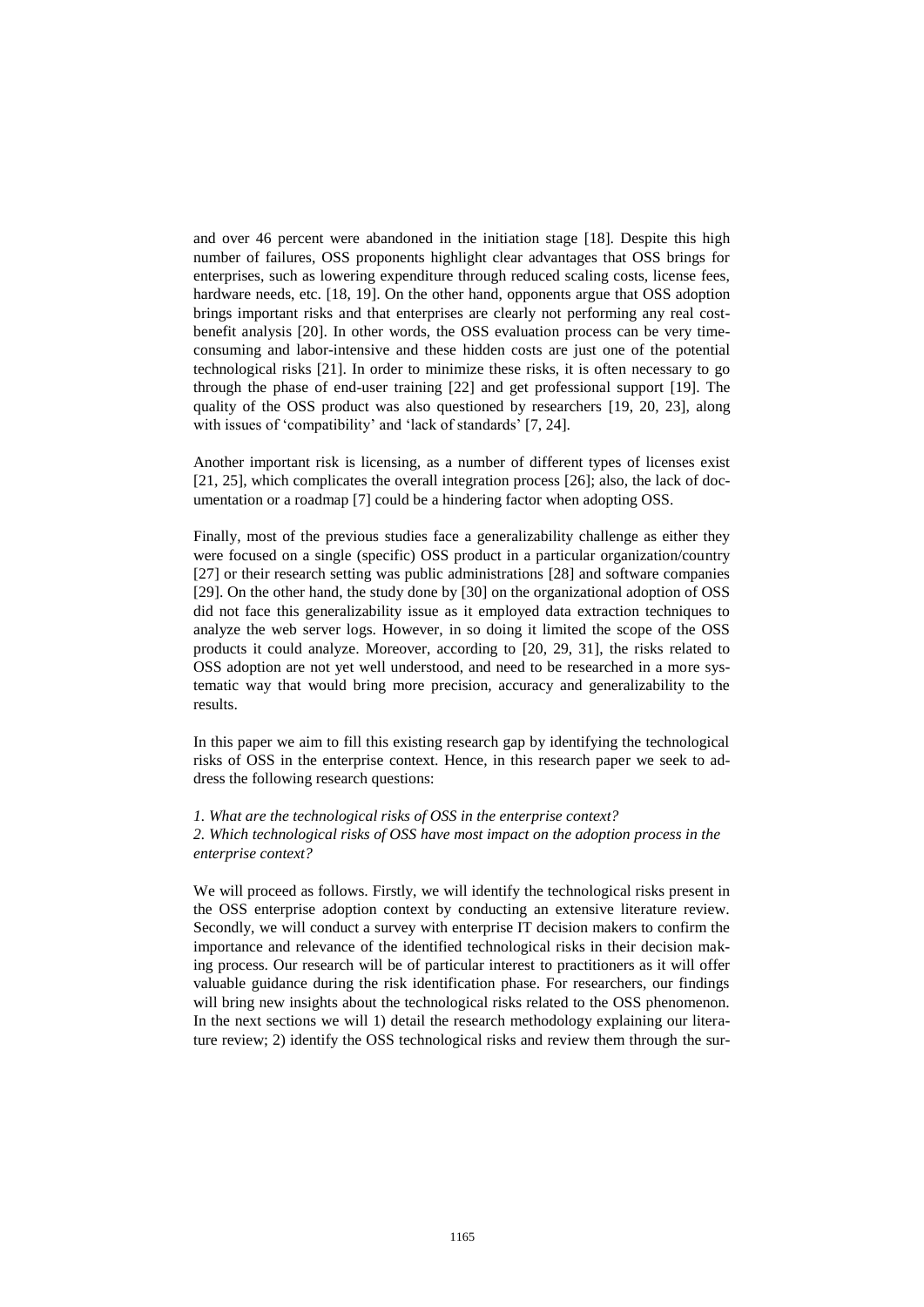and over 46 percent were abandoned in the initiation stage [18]. Despite this high number of failures, OSS proponents highlight clear advantages that OSS brings for enterprises, such as lowering expenditure through reduced scaling costs, license fees, hardware needs, etc. [18, 19]. On the other hand, opponents argue that OSS adoption brings important risks and that enterprises are clearly not performing any real cost-benefit analysis [20]. In other words, the OSS evaluation process can be very time-consuming and labor-intensive and these hidden costs are just one of the potential technological risks [21]. In order to minimize these risks, it is often necessary to go through the phase of end-user training [22] and get professional support [19]. The quality of the OSS product was also questioned by researchers [19, 20, 23], along with issues of 'compatibility' and 'lack of standards' [7, 24].

Another important risk is licensing, as a number of different types of licenses exist [21, 25], which complicates the overall integration process [26]; also, the lack of documentation or a roadmap [7] could be a hindering factor when adopting OSS.

Finally, most of the previous studies face a generalizability challenge as either they were focused on a single (specific) OSS product in a particular organization/country [27] or their research setting was public administrations [28] and software companies [29]. On the other hand, the study done by [30] on the organizational adoption of OSS did not face this generalizability issue as it employed data extraction techniques to analyze the web server logs. However, in so doing it limited the scope of the OSS products it could analyze. Moreover, according to [20, 29, 31], the risks related to OSS adoption are not yet well understood, and need to be researched in a more systematic way that would bring more precision, accuracy and generalizability to the results.

In this paper we aim to fill this existing research gap by identifying the technological risks of OSS in the enterprise context. Hence, in this research paper we seek to address the following research questions:

*1. What are the technological risks of OSS in the enterprise context?*
*2. Which technological risks of OSS have most impact on the adoption process in the enterprise context?*

We will proceed as follows. Firstly, we will identify the technological risks present in the OSS enterprise adoption context by conducting an extensive literature review. Secondly, we will conduct a survey with enterprise IT decision makers to confirm the importance and relevance of the identified technological risks in their decision making process. Our research will be of particular interest to practitioners as it will offer valuable guidance during the risk identification phase. For researchers, our findings will bring new insights about the technological risks related to the OSS phenomenon. In the next sections we will 1) detail the research methodology explaining our literature review; 2) identify the OSS technological risks and review them through the sur-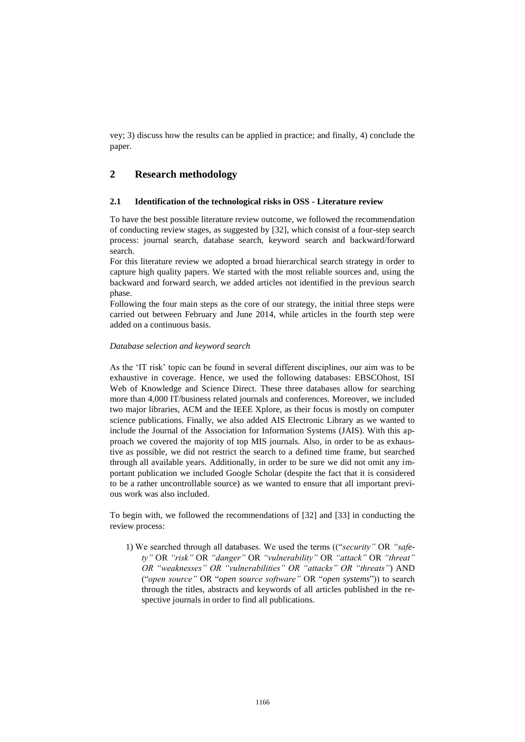vey; 3) discuss how the results can be applied in practice; and finally, 4) conclude the paper.

## 2 Research methodology

### 2.1 Identification of the technological risks in OSS - Literature review

To have the best possible literature review outcome, we followed the recommendation of conducting review stages, as suggested by [32], which consist of a four-step search process: journal search, database search, keyword search and backward/forward search.

For this literature review we adopted a broad hierarchical search strategy in order to capture high quality papers. We started with the most reliable sources and, using the backward and forward search, we added articles not identified in the previous search phase.

Following the four main steps as the core of our strategy, the initial three steps were carried out between February and June 2014, while articles in the fourth step were added on a continuous basis.

*Database selection and keyword search*

As the 'IT risk' topic can be found in several different disciplines, our aim was to be exhaustive in coverage. Hence, we used the following databases: EBSCOhost, ISI Web of Knowledge and Science Direct. These three databases allow for searching more than 4,000 IT/business related journals and conferences. Moreover, we included two major libraries, ACM and the IEEE Xplore, as their focus is mostly on computer science publications. Finally, we also added AIS Electronic Library as we wanted to include the Journal of the Association for Information Systems (JAIS). With this approach we covered the majority of top MIS journals. Also, in order to be as exhaustive as possible, we did not restrict the search to a defined time frame, but searched through all available years. Additionally, in order to be sure we did not omit any important publication we included Google Scholar (despite the fact that it is considered to be a rather uncontrollable source) as we wanted to ensure that all important previous work was also included.

To begin with, we followed the recommendations of [32] and [33] in conducting the review process:

1) We searched through all databases. We used the terms ((*"security"* OR *"safety"* OR *"risk"* OR *"danger"* OR *"vulnerability"* OR *"attack"* OR *"threat" OR "weaknesses" OR "vulnerabilities" OR "attacks" OR "threats"*) AND (*"open source"* OR *"open source software"* OR *"open systems"*)) to search through the titles, abstracts and keywords of all articles published in the respective journals in order to find all publications.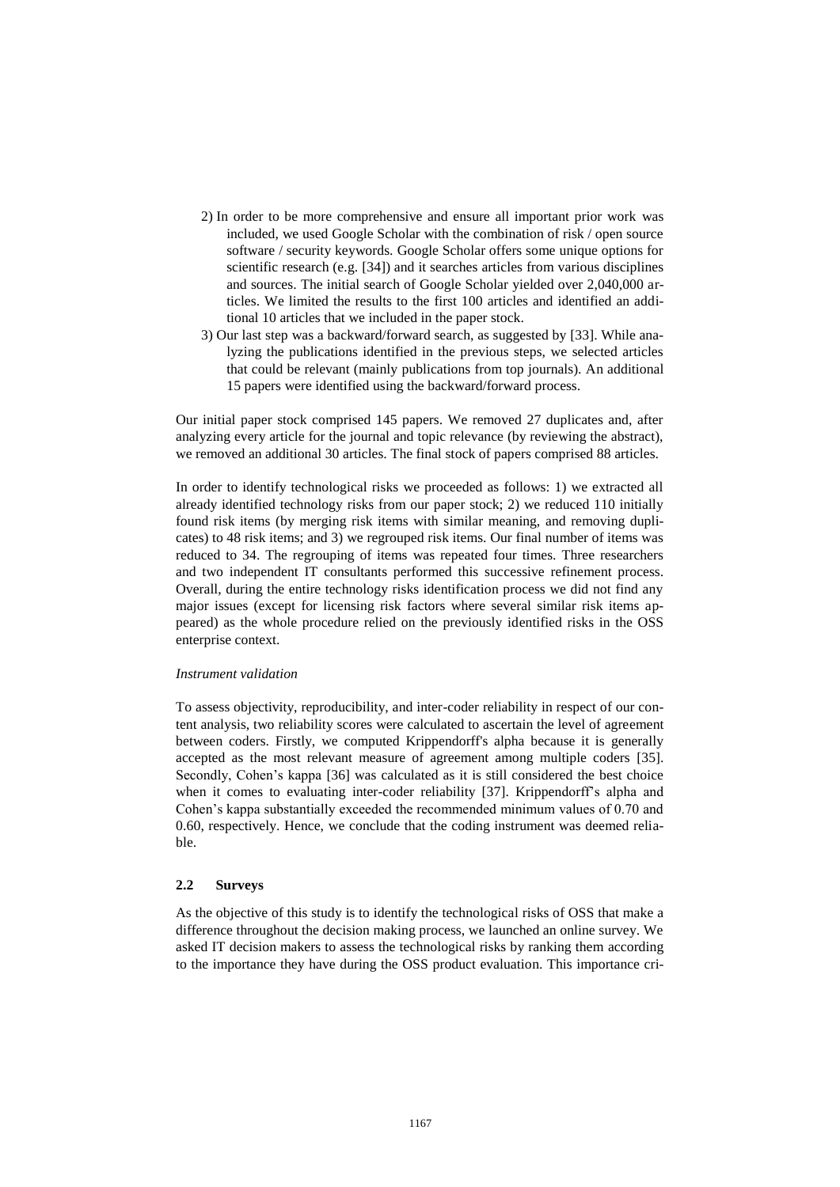2) In order to be more comprehensive and ensure all important prior work was included, we used Google Scholar with the combination of risk / open source software / security keywords. Google Scholar offers some unique options for scientific research (e.g. [34]) and it searches articles from various disciplines and sources. The initial search of Google Scholar yielded over 2,040,000 articles. We limited the results to the first 100 articles and identified an additional 10 articles that we included in the paper stock.
3) Our last step was a backward/forward search, as suggested by [33]. While analyzing the publications identified in the previous steps, we selected articles that could be relevant (mainly publications from top journals). An additional 15 papers were identified using the backward/forward process.

Our initial paper stock comprised 145 papers. We removed 27 duplicates and, after analyzing every article for the journal and topic relevance (by reviewing the abstract), we removed an additional 30 articles. The final stock of papers comprised 88 articles.

In order to identify technological risks we proceeded as follows: 1) we extracted all already identified technology risks from our paper stock; 2) we reduced 110 initially found risk items (by merging risk items with similar meaning, and removing duplicates) to 48 risk items; and 3) we regrouped risk items. Our final number of items was reduced to 34. The regrouping of items was repeated four times. Three researchers and two independent IT consultants performed this successive refinement process. Overall, during the entire technology risks identification process we did not find any major issues (except for licensing risk factors where several similar risk items appeared) as the whole procedure relied on the previously identified risks in the OSS enterprise context.

*Instrument validation*

To assess objectivity, reproducibility, and inter-coder reliability in respect of our content analysis, two reliability scores were calculated to ascertain the level of agreement between coders. Firstly, we computed Krippendorff's alpha because it is generally accepted as the most relevant measure of agreement among multiple coders [35]. Secondly, Cohen's kappa [36] was calculated as it is still considered the best choice when it comes to evaluating inter-coder reliability [37]. Krippendorff's alpha and Cohen's kappa substantially exceeded the recommended minimum values of 0.70 and 0.60, respectively. Hence, we conclude that the coding instrument was deemed reliable.

## 2.2 Surveys

As the objective of this study is to identify the technological risks of OSS that make a difference throughout the decision making process, we launched an online survey. We asked IT decision makers to assess the technological risks by ranking them according to the importance they have during the OSS product evaluation. This importance cri-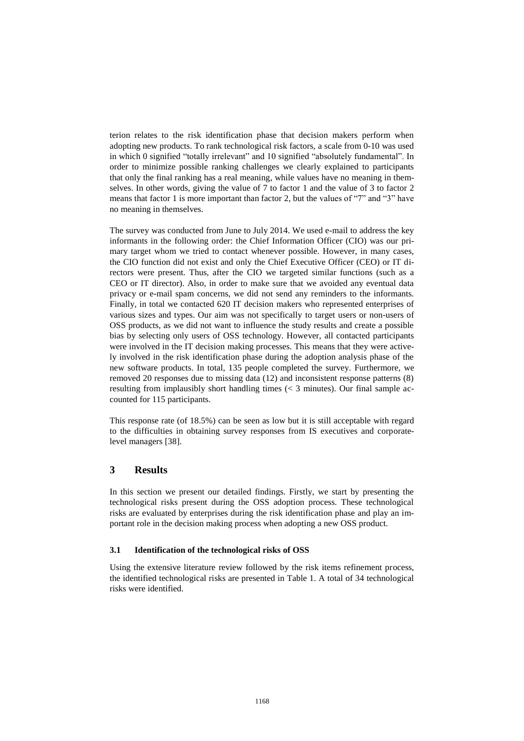terion relates to the risk identification phase that decision makers perform when adopting new products. To rank technological risk factors, a scale from 0-10 was used in which 0 signified "totally irrelevant" and 10 signified "absolutely fundamental". In order to minimize possible ranking challenges we clearly explained to participants that only the final ranking has a real meaning, while values have no meaning in themselves. In other words, giving the value of 7 to factor 1 and the value of 3 to factor 2 means that factor 1 is more important than factor 2, but the values of "7" and "3" have no meaning in themselves.

The survey was conducted from June to July 2014. We used e-mail to address the key informants in the following order: the Chief Information Officer (CIO) was our primary target whom we tried to contact whenever possible. However, in many cases, the CIO function did not exist and only the Chief Executive Officer (CEO) or IT directors were present. Thus, after the CIO we targeted similar functions (such as a CEO or IT director). Also, in order to make sure that we avoided any eventual data privacy or e-mail spam concerns, we did not send any reminders to the informants. Finally, in total we contacted 620 IT decision makers who represented enterprises of various sizes and types. Our aim was not specifically to target users or non-users of OSS products, as we did not want to influence the study results and create a possible bias by selecting only users of OSS technology. However, all contacted participants were involved in the IT decision making processes. This means that they were actively involved in the risk identification phase during the adoption analysis phase of the new software products. In total, 135 people completed the survey. Furthermore, we removed 20 responses due to missing data (12) and inconsistent response patterns (8) resulting from implausibly short handling times (< 3 minutes). Our final sample accounted for 115 participants.

This response rate (of 18.5%) can be seen as low but it is still acceptable with regard to the difficulties in obtaining survey responses from IS executives and corporate-level managers [38].

# 3 Results

In this section we present our detailed findings. Firstly, we start by presenting the technological risks present during the OSS adoption process. These technological risks are evaluated by enterprises during the risk identification phase and play an important role in the decision making process when adopting a new OSS product.

## 3.1 Identification of the technological risks of OSS

Using the extensive literature review followed by the risk items refinement process, the identified technological risks are presented in Table 1. A total of 34 technological risks were identified.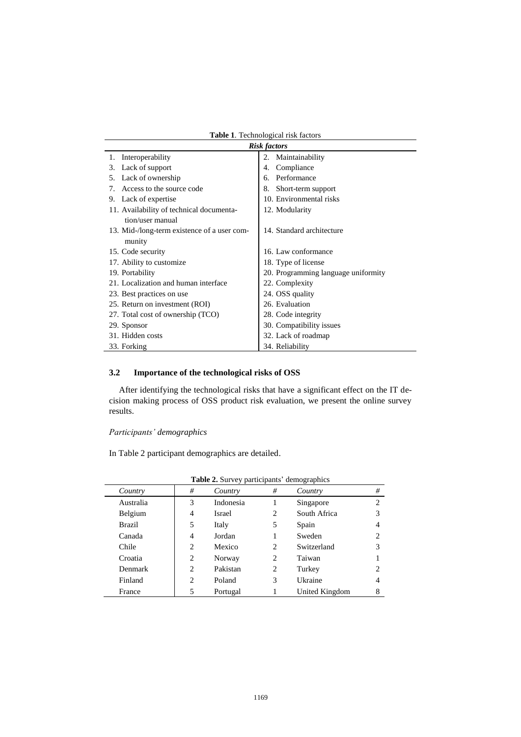**Table 1**. Technological risk factors

| *Risk factors* | |
|---|---|
| 1. Interoperability | 2. Maintainability |
| 3. Lack of support | 4. Compliance |
| 5. Lack of ownership | 6. Performance |
| 7. Access to the source code | 8. Short-term support |
| 9. Lack of expertise | 10. Environmental risks |
| 11. Availability of technical documentation/user manual | 12. Modularity |
| 13. Mid-/long-term existence of a user community | 14. Standard architecture |
| 15. Code security | 16. Law conformance |
| 17. Ability to customize | 18. Type of license |
| 19. Portability | 20. Programming language uniformity |
| 21. Localization and human interface | 22. Complexity |
| 23. Best practices on use | 24. OSS quality |
| 25. Return on investment (ROI) | 26. Evaluation |
| 27. Total cost of ownership (TCO) | 28. Code integrity |
| 29. Sponsor | 30. Compatibility issues |
| 31. Hidden costs | 32. Lack of roadmap |
| 33. Forking | 34. Reliability |

### 3.2 Importance of the technological risks of OSS

After identifying the technological risks that have a significant effect on the IT decision making process of OSS product risk evaluation, we present the online survey results.

*Participants' demographics*

In Table 2 participant demographics are detailed.

**Table 2.** Survey participants' demographics

| *Country* | *#* | *Country* | *#* | *Country* | *#* |
|---|---|---|---|---|---|
| Australia | 3 | Indonesia | 1 | Singapore | 2 |
| Belgium | 4 | Israel | 2 | South Africa | 3 |
| Brazil | 5 | Italy | 5 | Spain | 4 |
| Canada | 4 | Jordan | 1 | Sweden | 2 |
| Chile | 2 | Mexico | 2 | Switzerland | 3 |
| Croatia | 2 | Norway | 2 | Taiwan | 1 |
| Denmark | 2 | Pakistan | 2 | Turkey | 2 |
| Finland | 2 | Poland | 3 | Ukraine | 4 |
| France | 5 | Portugal | 1 | United Kingdom | 8 |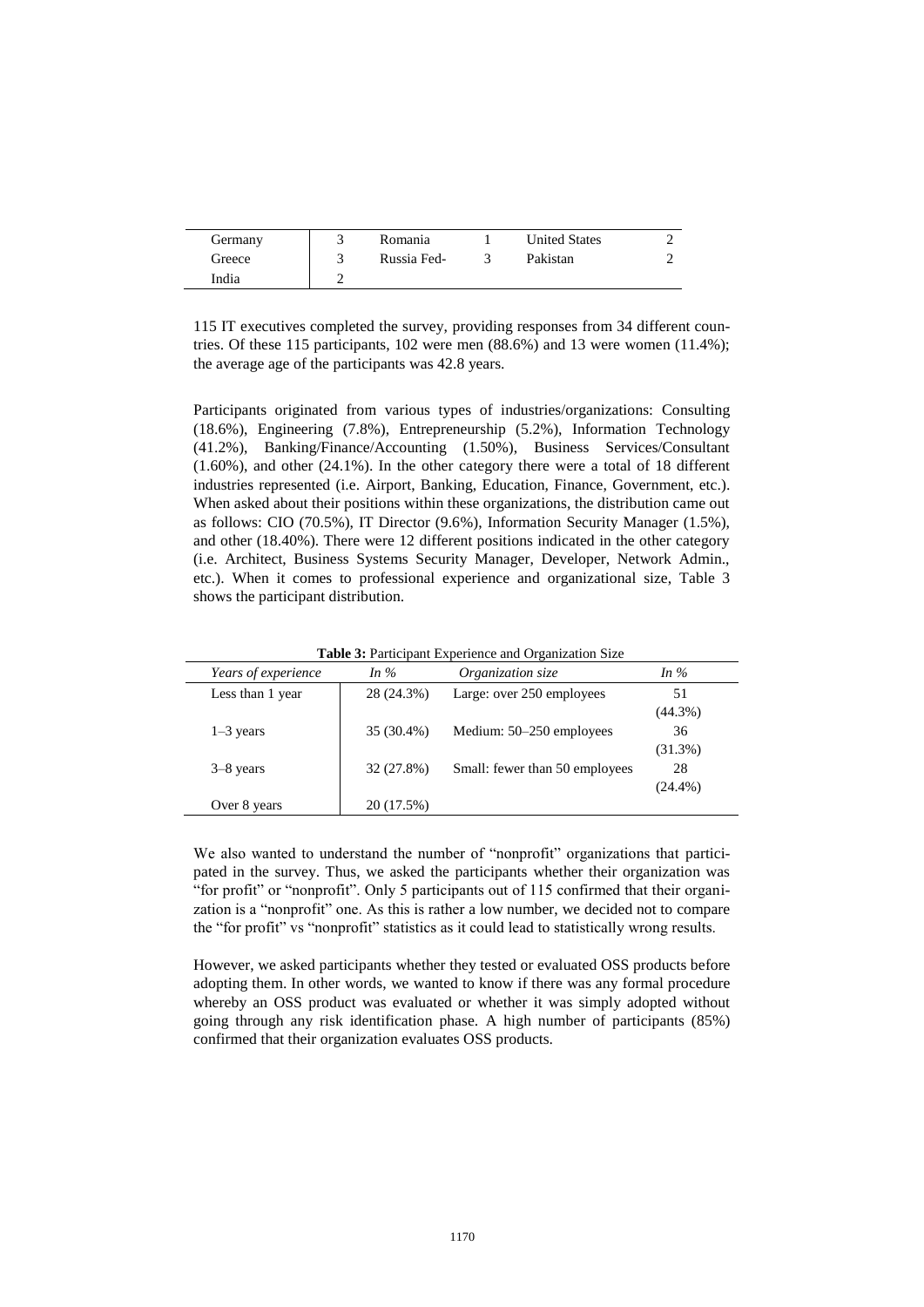| Germany | 3 | Romania | 1 | United States | 2 |
|---|---|---|---|---|---|
| Greece | 3 | Russia Fed- | 3 | Pakistan | 2 |
| India | 2 | | | | |

115 IT executives completed the survey, providing responses from 34 different countries. Of these 115 participants, 102 were men (88.6%) and 13 were women (11.4%); the average age of the participants was 42.8 years.

Participants originated from various types of industries/organizations: Consulting (18.6%), Engineering (7.8%), Entrepreneurship (5.2%), Information Technology (41.2%), Banking/Finance/Accounting (1.50%), Business Services/Consultant (1.60%), and other (24.1%). In the other category there were a total of 18 different industries represented (i.e. Airport, Banking, Education, Finance, Government, etc.). When asked about their positions within these organizations, the distribution came out as follows: CIO (70.5%), IT Director (9.6%), Information Security Manager (1.5%), and other (18.40%). There were 12 different positions indicated in the other category (i.e. Architect, Business Systems Security Manager, Developer, Network Admin., etc.). When it comes to professional experience and organizational size, Table 3 shows the participant distribution.

**Table 3:** Participant Experience and Organization Size

| *Years of experience* | *In %* | *Organization size* | *In %* |
|---|---|---|---|
| Less than 1 year | 28 (24.3%) | Large: over 250 employees | 51 (44.3%) |
| 1–3 years | 35 (30.4%) | Medium: 50–250 employees | 36 (31.3%) |
| 3–8 years | 32 (27.8%) | Small: fewer than 50 employees | 28 (24.4%) |
| Over 8 years | 20 (17.5%) | | |

We also wanted to understand the number of "nonprofit" organizations that participated in the survey. Thus, we asked the participants whether their organization was "for profit" or "nonprofit". Only 5 participants out of 115 confirmed that their organization is a "nonprofit" one. As this is rather a low number, we decided not to compare the "for profit" vs "nonprofit" statistics as it could lead to statistically wrong results.

However, we asked participants whether they tested or evaluated OSS products before adopting them. In other words, we wanted to know if there was any formal procedure whereby an OSS product was evaluated or whether it was simply adopted without going through any risk identification phase. A high number of participants (85%) confirmed that their organization evaluates OSS products.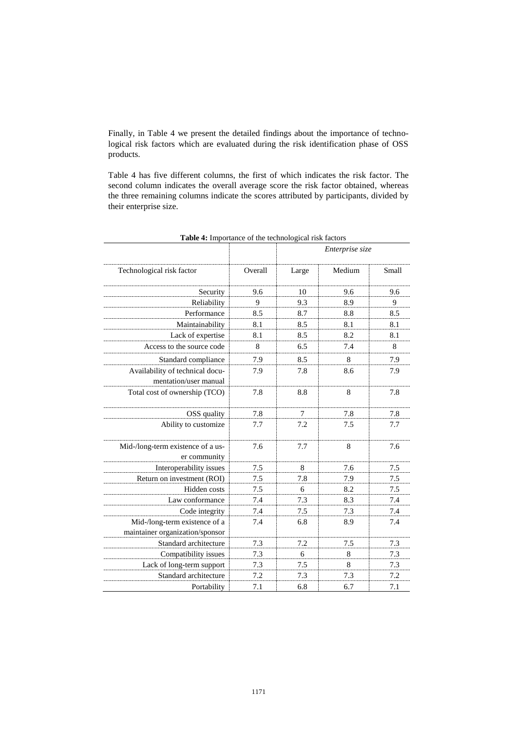Finally, in Table 4 we present the detailed findings about the importance of technological risk factors which are evaluated during the risk identification phase of OSS products.

Table 4 has five different columns, the first of which indicates the risk factor. The second column indicates the overall average score the risk factor obtained, whereas the three remaining columns indicate the scores attributed by participants, divided by their enterprise size.

**Table 4:** Importance of the technological risk factors

| | | *Enterprise size* | | |
|---|---|---|---|---|
| Technological risk factor | Overall | Large | Medium | Small |
| Security | 9.6 | 10 | 9.6 | 9.6 |
| Reliability | 9 | 9.3 | 8.9 | 9 |
| Performance | 8.5 | 8.7 | 8.8 | 8.5 |
| Maintainability | 8.1 | 8.5 | 8.1 | 8.1 |
| Lack of expertise | 8.1 | 8.5 | 8.2 | 8.1 |
| Access to the source code | 8 | 6.5 | 7.4 | 8 |
| Standard compliance | 7.9 | 8.5 | 8 | 7.9 |
| Availability of technical documentation/user manual | 7.9 | 7.8 | 8.6 | 7.9 |
| Total cost of ownership (TCO) | 7.8 | 8.8 | 8 | 7.8 |
| OSS quality | 7.8 | 7 | 7.8 | 7.8 |
| Ability to customize | 7.7 | 7.2 | 7.5 | 7.7 |
| Mid-/long-term existence of a user community | 7.6 | 7.7 | 8 | 7.6 |
| Interoperability issues | 7.5 | 8 | 7.6 | 7.5 |
| Return on investment (ROI) | 7.5 | 7.8 | 7.9 | 7.5 |
| Hidden costs | 7.5 | 6 | 8.2 | 7.5 |
| Law conformance | 7.4 | 7.3 | 8.3 | 7.4 |
| Code integrity | 7.4 | 7.5 | 7.3 | 7.4 |
| Mid-/long-term existence of a maintainer organization/sponsor | 7.4 | 6.8 | 8.9 | 7.4 |
| Standard architecture | 7.3 | 7.2 | 7.5 | 7.3 |
| Compatibility issues | 7.3 | 6 | 8 | 7.3 |
| Lack of long-term support | 7.3 | 7.5 | 8 | 7.3 |
| Standard architecture | 7.2 | 7.3 | 7.3 | 7.2 |
| Portability | 7.1 | 6.8 | 6.7 | 7.1 |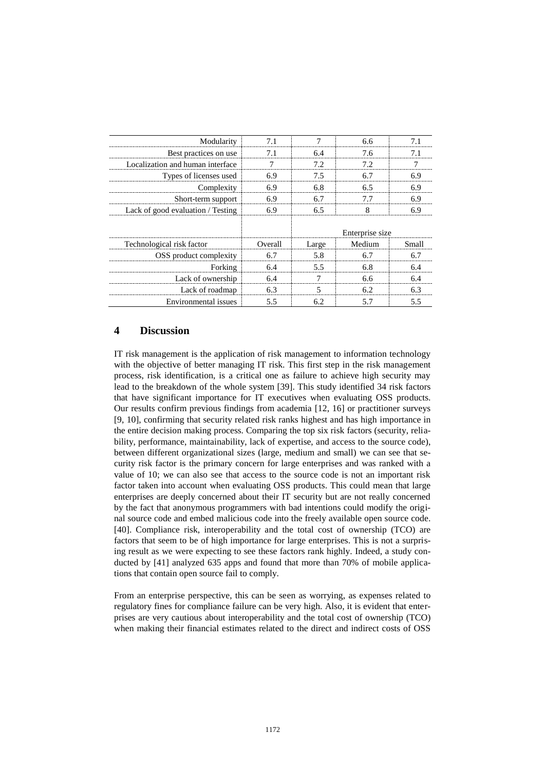| | | | | |
|---|---|---|---|---|
| Modularity | 7.1 | 7 | 6.6 | 7.1 |
| Best practices on use | 7.1 | 6.4 | 7.6 | 7.1 |
| Localization and human interface | 7 | 7.2 | 7.2 | 7 |
| Types of licenses used | 6.9 | 7.5 | 6.7 | 6.9 |
| Complexity | 6.9 | 6.8 | 6.5 | 6.9 |
| Short-term support | 6.9 | 6.7 | 7.7 | 6.9 |
| Lack of good evaluation / Testing | 6.9 | 6.5 | 8 | 6.9 |

| | | Enterprise size | | |
|---|---|---|---|---|
| Technological risk factor | Overall | Large | Medium | Small |
| OSS product complexity | 6.7 | 5.8 | 6.7 | 6.7 |
| Forking | 6.4 | 5.5 | 6.8 | 6.4 |
| Lack of ownership | 6.4 | 7 | 6.6 | 6.4 |
| Lack of roadmap | 6.3 | 5 | 6.2 | 6.3 |
| Environmental issues | 5.5 | 6.2 | 5.7 | 5.5 |

## 4 Discussion

IT risk management is the application of risk management to information technology with the objective of better managing IT risk. This first step in the risk management process, risk identification, is a critical one as failure to achieve high security may lead to the breakdown of the whole system [39]. This study identified 34 risk factors that have significant importance for IT executives when evaluating OSS products. Our results confirm previous findings from academia [12, 16] or practitioner surveys [9, 10], confirming that security related risk ranks highest and has high importance in the entire decision making process. Comparing the top six risk factors (security, reliability, performance, maintainability, lack of expertise, and access to the source code), between different organizational sizes (large, medium and small) we can see that security risk factor is the primary concern for large enterprises and was ranked with a value of 10; we can also see that access to the source code is not an important risk factor taken into account when evaluating OSS products. This could mean that large enterprises are deeply concerned about their IT security but are not really concerned by the fact that anonymous programmers with bad intentions could modify the original source code and embed malicious code into the freely available open source code. [40]. Compliance risk, interoperability and the total cost of ownership (TCO) are factors that seem to be of high importance for large enterprises. This is not a surprising result as we were expecting to see these factors rank highly. Indeed, a study conducted by [41] analyzed 635 apps and found that more than 70% of mobile applications that contain open source fail to comply.

From an enterprise perspective, this can be seen as worrying, as expenses related to regulatory fines for compliance failure can be very high. Also, it is evident that enterprises are very cautious about interoperability and the total cost of ownership (TCO) when making their financial estimates related to the direct and indirect costs of OSS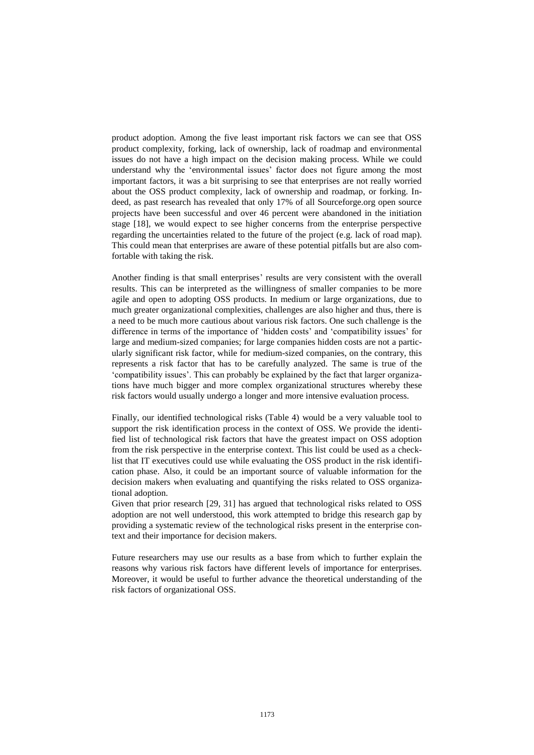product adoption. Among the five least important risk factors we can see that OSS product complexity, forking, lack of ownership, lack of roadmap and environmental issues do not have a high impact on the decision making process. While we could understand why the 'environmental issues' factor does not figure among the most important factors, it was a bit surprising to see that enterprises are not really worried about the OSS product complexity, lack of ownership and roadmap, or forking. Indeed, as past research has revealed that only 17% of all Sourceforge.org open source projects have been successful and over 46 percent were abandoned in the initiation stage [18], we would expect to see higher concerns from the enterprise perspective regarding the uncertainties related to the future of the project (e.g. lack of road map). This could mean that enterprises are aware of these potential pitfalls but are also comfortable with taking the risk.

Another finding is that small enterprises' results are very consistent with the overall results. This can be interpreted as the willingness of smaller companies to be more agile and open to adopting OSS products. In medium or large organizations, due to much greater organizational complexities, challenges are also higher and thus, there is a need to be much more cautious about various risk factors. One such challenge is the difference in terms of the importance of 'hidden costs' and 'compatibility issues' for large and medium-sized companies; for large companies hidden costs are not a particularly significant risk factor, while for medium-sized companies, on the contrary, this represents a risk factor that has to be carefully analyzed. The same is true of the 'compatibility issues'. This can probably be explained by the fact that larger organizations have much bigger and more complex organizational structures whereby these risk factors would usually undergo a longer and more intensive evaluation process.

Finally, our identified technological risks (Table 4) would be a very valuable tool to support the risk identification process in the context of OSS. We provide the identified list of technological risk factors that have the greatest impact on OSS adoption from the risk perspective in the enterprise context. This list could be used as a checklist that IT executives could use while evaluating the OSS product in the risk identification phase. Also, it could be an important source of valuable information for the decision makers when evaluating and quantifying the risks related to OSS organizational adoption.

Given that prior research [29, 31] has argued that technological risks related to OSS adoption are not well understood, this work attempted to bridge this research gap by providing a systematic review of the technological risks present in the enterprise context and their importance for decision makers.

Future researchers may use our results as a base from which to further explain the reasons why various risk factors have different levels of importance for enterprises. Moreover, it would be useful to further advance the theoretical understanding of the risk factors of organizational OSS.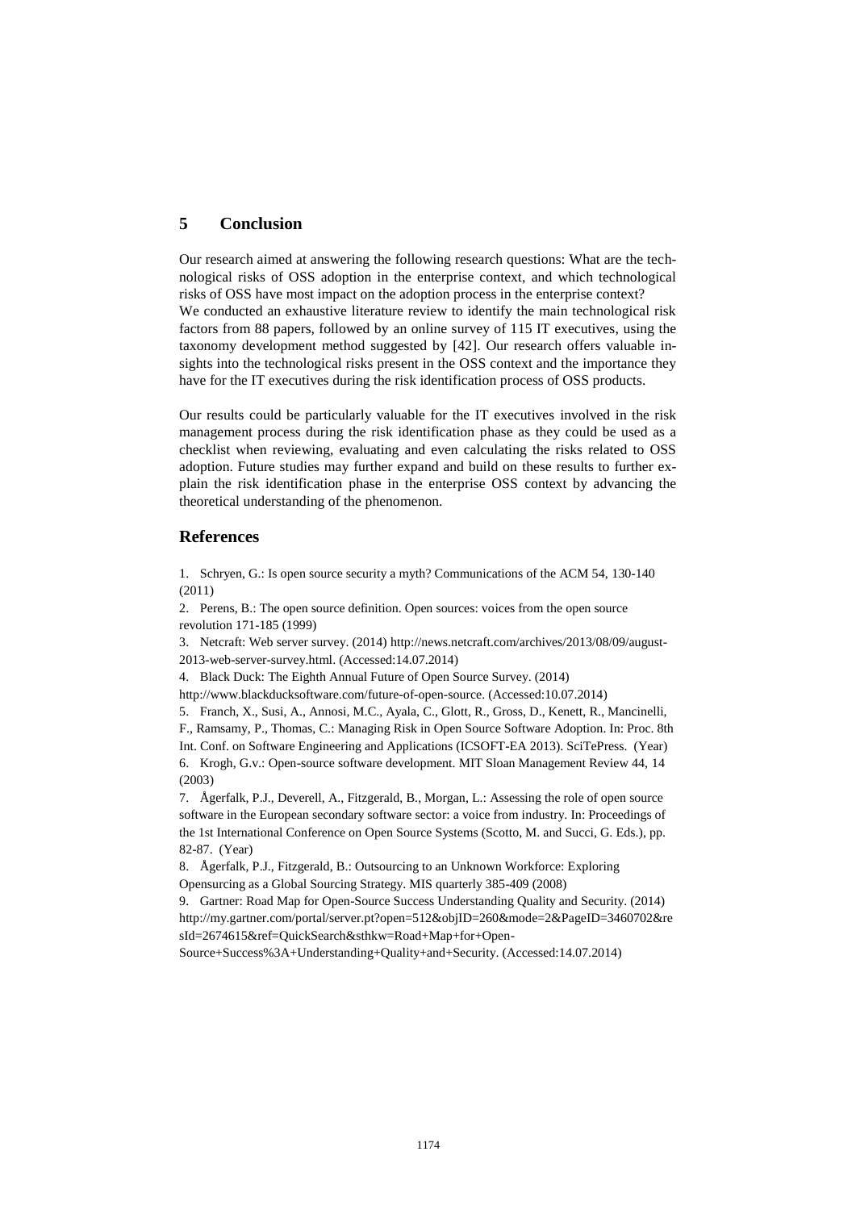## 5 Conclusion

Our research aimed at answering the following research questions: What are the technological risks of OSS adoption in the enterprise context, and which technological risks of OSS have most impact on the adoption process in the enterprise context? We conducted an exhaustive literature review to identify the main technological risk factors from 88 papers, followed by an online survey of 115 IT executives, using the taxonomy development method suggested by [42]. Our research offers valuable insights into the technological risks present in the OSS context and the importance they have for the IT executives during the risk identification process of OSS products.

Our results could be particularly valuable for the IT executives involved in the risk management process during the risk identification phase as they could be used as a checklist when reviewing, evaluating and even calculating the risks related to OSS adoption. Future studies may further expand and build on these results to further explain the risk identification phase in the enterprise OSS context by advancing the theoretical understanding of the phenomenon.

## References

1. Schryen, G.: Is open source security a myth? Communications of the ACM 54, 130-140 (2011)
2. Perens, B.: The open source definition. Open sources: voices from the open source revolution 171-185 (1999)
3. Netcraft: Web server survey. (2014) http://news.netcraft.com/archives/2013/08/09/august-2013-web-server-survey.html. (Accessed:14.07.2014)
4. Black Duck: The Eighth Annual Future of Open Source Survey. (2014) http://www.blackducksoftware.com/future-of-open-source. (Accessed:10.07.2014)
5. Franch, X., Susi, A., Annosi, M.C., Ayala, C., Glott, R., Gross, D., Kenett, R., Mancinelli, F., Ramsamy, P., Thomas, C.: Managing Risk in Open Source Software Adoption. In: Proc. 8th Int. Conf. on Software Engineering and Applications (ICSOFT-EA 2013). SciTePress. (Year)
6. Krogh, G.v.: Open-source software development. MIT Sloan Management Review 44, 14 (2003)
7. Ågerfalk, P.J., Deverell, A., Fitzgerald, B., Morgan, L.: Assessing the role of open source software in the European secondary software sector: a voice from industry. In: Proceedings of the 1st International Conference on Open Source Systems (Scotto, M. and Succi, G. Eds.), pp. 82-87. (Year)
8. Ågerfalk, P.J., Fitzgerald, B.: Outsourcing to an Unknown Workforce: Exploring Opensurcing as a Global Sourcing Strategy. MIS quarterly 385-409 (2008)
9. Gartner: Road Map for Open-Source Success Understanding Quality and Security. (2014) http://my.gartner.com/portal/server.pt?open=512&objID=260&mode=2&PageID=3460702&resId=2674615&ref=QuickSearch&sthkw=Road+Map+for+Open-Source+Success%3A+Understanding+Quality+and+Security. (Accessed:14.07.2014)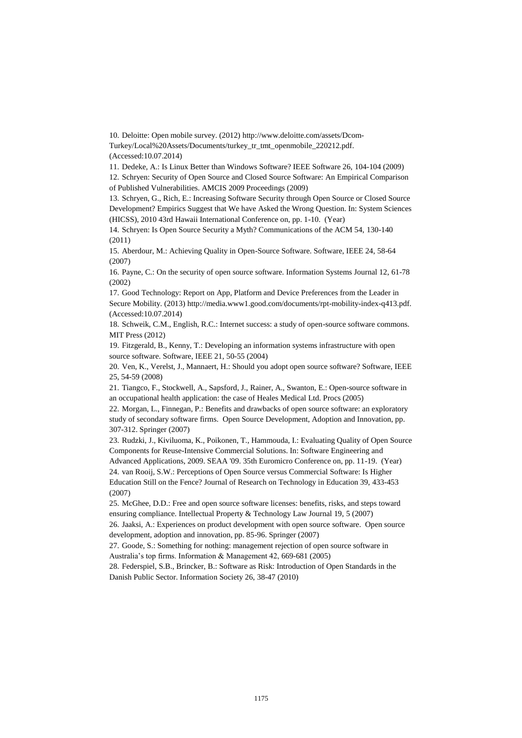10. Deloitte: Open mobile survey. (2012) http://www.deloitte.com/assets/Dcom-Turkey/Local%20Assets/Documents/turkey_tr_tmt_openmobile_220212.pdf. (Accessed:10.07.2014)
11. Dedeke, A.: Is Linux Better than Windows Software? IEEE Software 26, 104-104 (2009)
12. Schryen: Security of Open Source and Closed Source Software: An Empirical Comparison of Published Vulnerabilities. AMCIS 2009 Proceedings (2009)
13. Schryen, G., Rich, E.: Increasing Software Security through Open Source or Closed Source Development? Empirics Suggest that We have Asked the Wrong Question. In: System Sciences (HICSS), 2010 43rd Hawaii International Conference on, pp. 1-10. (Year)
14. Schryen: Is Open Source Security a Myth? Communications of the ACM 54, 130-140 (2011)
15. Aberdour, M.: Achieving Quality in Open-Source Software. Software, IEEE 24, 58-64 (2007)
16. Payne, C.: On the security of open source software. Information Systems Journal 12, 61-78 (2002)
17. Good Technology: Report on App, Platform and Device Preferences from the Leader in Secure Mobility. (2013) http://media.www1.good.com/documents/rpt-mobility-index-q413.pdf. (Accessed:10.07.2014)
18. Schweik, C.M., English, R.C.: Internet success: a study of open-source software commons. MIT Press (2012)
19. Fitzgerald, B., Kenny, T.: Developing an information systems infrastructure with open source software. Software, IEEE 21, 50-55 (2004)
20. Ven, K., Verelst, J., Mannaert, H.: Should you adopt open source software? Software, IEEE 25, 54-59 (2008)
21. Tiangco, F., Stockwell, A., Sapsford, J., Rainer, A., Swanton, E.: Open-source software in an occupational health application: the case of Heales Medical Ltd. Procs (2005)
22. Morgan, L., Finnegan, P.: Benefits and drawbacks of open source software: an exploratory study of secondary software firms. Open Source Development, Adoption and Innovation, pp. 307-312. Springer (2007)
23. Rudzki, J., Kiviluoma, K., Poikonen, T., Hammouda, I.: Evaluating Quality of Open Source Components for Reuse-Intensive Commercial Solutions. In: Software Engineering and Advanced Applications, 2009. SEAA '09. 35th Euromicro Conference on, pp. 11-19. (Year)
24. van Rooij, S.W.: Perceptions of Open Source versus Commercial Software: Is Higher Education Still on the Fence? Journal of Research on Technology in Education 39, 433-453 (2007)
25. McGhee, D.D.: Free and open source software licenses: benefits, risks, and steps toward ensuring compliance. Intellectual Property & Technology Law Journal 19, 5 (2007)
26. Jaaksi, A.: Experiences on product development with open source software. Open source development, adoption and innovation, pp. 85-96. Springer (2007)
27. Goode, S.: Something for nothing: management rejection of open source software in Australia's top firms. Information & Management 42, 669-681 (2005)
28. Federspiel, S.B., Brincker, B.: Software as Risk: Introduction of Open Standards in the Danish Public Sector. Information Society 26, 38-47 (2010)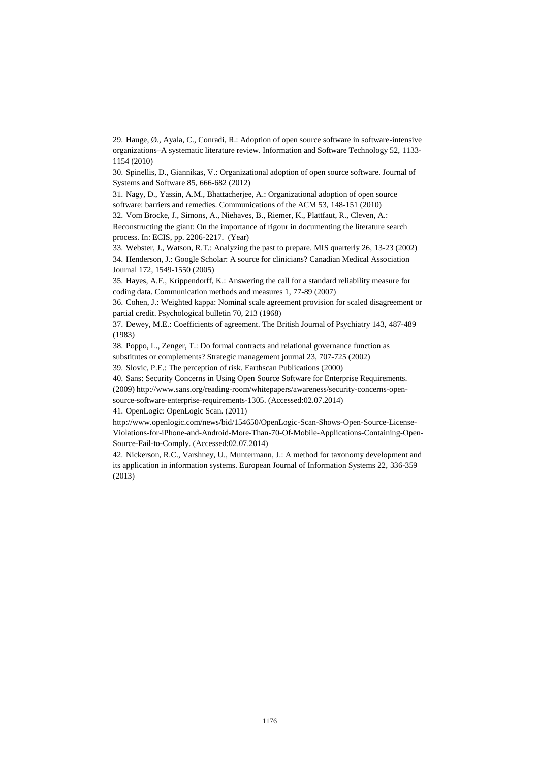29. Hauge, Ø., Ayala, C., Conradi, R.: Adoption of open source software in software-intensive organizations–A systematic literature review. Information and Software Technology 52, 1133-1154 (2010)

30. Spinellis, D., Giannikas, V.: Organizational adoption of open source software. Journal of Systems and Software 85, 666-682 (2012)

31. Nagy, D., Yassin, A.M., Bhattacherjee, A.: Organizational adoption of open source software: barriers and remedies. Communications of the ACM 53, 148-151 (2010)

32. Vom Brocke, J., Simons, A., Niehaves, B., Riemer, K., Plattfaut, R., Cleven, A.: Reconstructing the giant: On the importance of rigour in documenting the literature search process. In: ECIS, pp. 2206-2217. (Year)

33. Webster, J., Watson, R.T.: Analyzing the past to prepare. MIS quarterly 26, 13-23 (2002)

34. Henderson, J.: Google Scholar: A source for clinicians? Canadian Medical Association Journal 172, 1549-1550 (2005)

35. Hayes, A.F., Krippendorff, K.: Answering the call for a standard reliability measure for coding data. Communication methods and measures 1, 77-89 (2007)

36. Cohen, J.: Weighted kappa: Nominal scale agreement provision for scaled disagreement or partial credit. Psychological bulletin 70, 213 (1968)

37. Dewey, M.E.: Coefficients of agreement. The British Journal of Psychiatry 143, 487-489 (1983)

38. Poppo, L., Zenger, T.: Do formal contracts and relational governance function as substitutes or complements? Strategic management journal 23, 707-725 (2002)

39. Slovic, P.E.: The perception of risk. Earthscan Publications (2000)

40. Sans: Security Concerns in Using Open Source Software for Enterprise Requirements. (2009) http://www.sans.org/reading-room/whitepapers/awareness/security-concerns-open-source-software-enterprise-requirements-1305. (Accessed:02.07.2014)

41. OpenLogic: OpenLogic Scan. (2011) http://www.openlogic.com/news/bid/154650/OpenLogic-Scan-Shows-Open-Source-License-Violations-for-iPhone-and-Android-More-Than-70-Of-Mobile-Applications-Containing-Open-Source-Fail-to-Comply. (Accessed:02.07.2014)

42. Nickerson, R.C., Varshney, U., Muntermann, J.: A method for taxonomy development and its application in information systems. European Journal of Information Systems 22, 336-359 (2013)